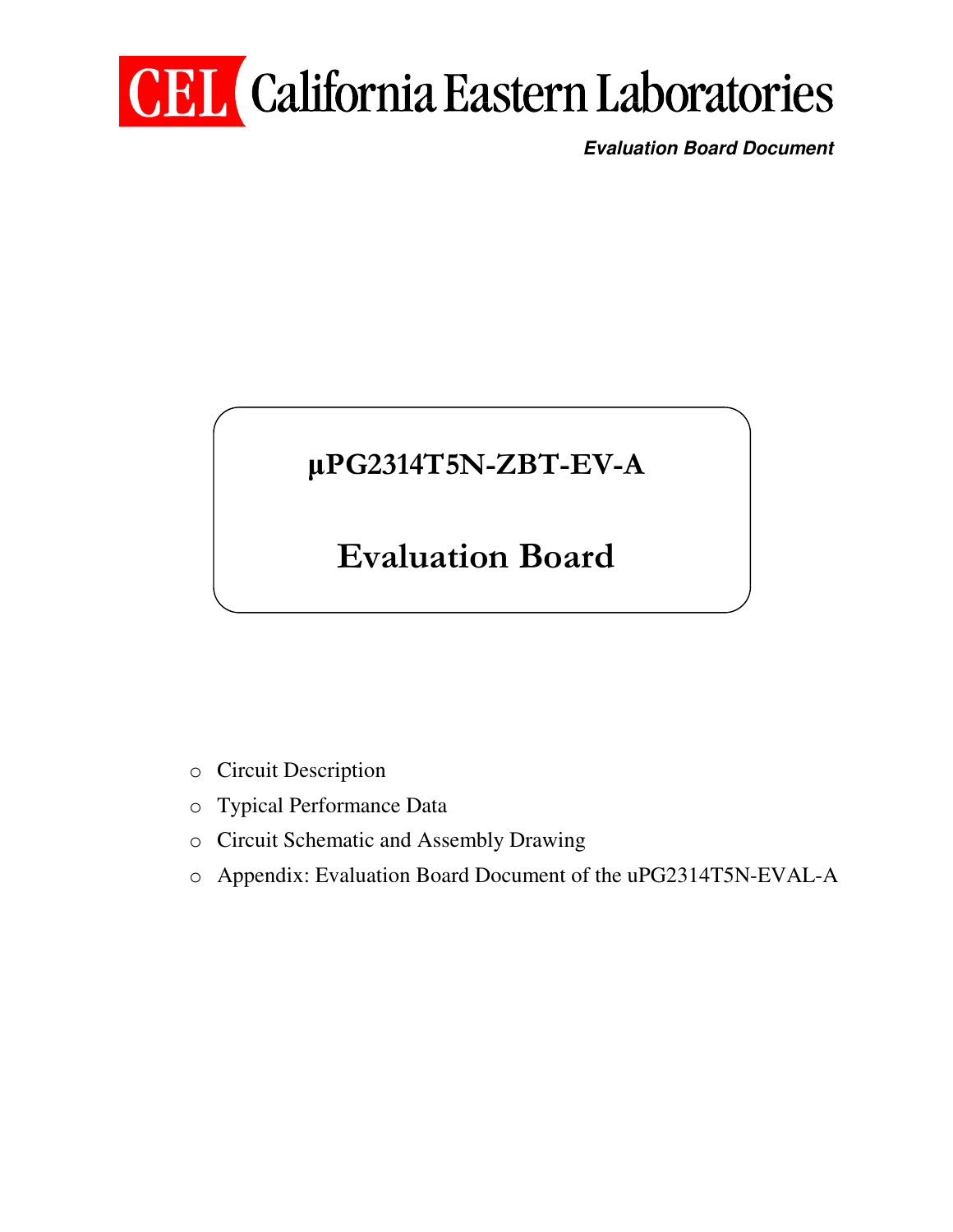# CEL California Eastern Laboratories

***Evaluation Board Document***

## µPG2314T5N-ZBT-EV-A

# Evaluation Board

- Circuit Description
- Typical Performance Data
- Circuit Schematic and Assembly Drawing
- Appendix: Evaluation Board Document of the uPG2314T5N-EVAL-A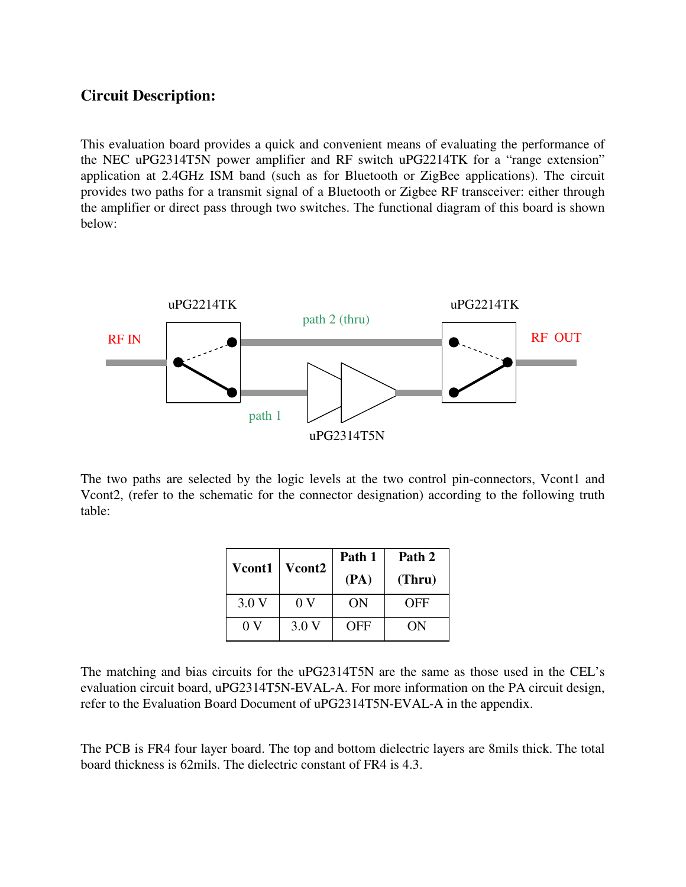## Circuit Description:

This evaluation board provides a quick and convenient means of evaluating the performance of the NEC uPG2314T5N power amplifier and RF switch uPG2214TK for a "range extension" application at 2.4GHz ISM band (such as for Bluetooth or ZigBee applications). The circuit provides two paths for a transmit signal of a Bluetooth or Zigbee RF transceiver: either through the amplifier or direct pass through two switches. The functional diagram of this board is shown below:

uPG2214TK

path 2 (thru)

uPG2214TK

RF IN

RF OUT

path 1

uPG2314T5N

The two paths are selected by the logic levels at the two control pin-connectors, Vcont1 and Vcont2, (refer to the schematic for the connector designation) according to the following truth table:

| Vcont1 | Vcont2 | Path 1 (PA) | Path 2 (Thru) |
|---|---|---|---|
| 3.0 V | 0 V | ON | OFF |
| 0 V | 3.0 V | OFF | ON |

The matching and bias circuits for the uPG2314T5N are the same as those used in the CEL's evaluation circuit board, uPG2314T5N-EVAL-A. For more information on the PA circuit design, refer to the Evaluation Board Document of uPG2314T5N-EVAL-A in the appendix.

The PCB is FR4 four layer board. The top and bottom dielectric layers are 8mils thick. The total board thickness is 62mils. The dielectric constant of FR4 is 4.3.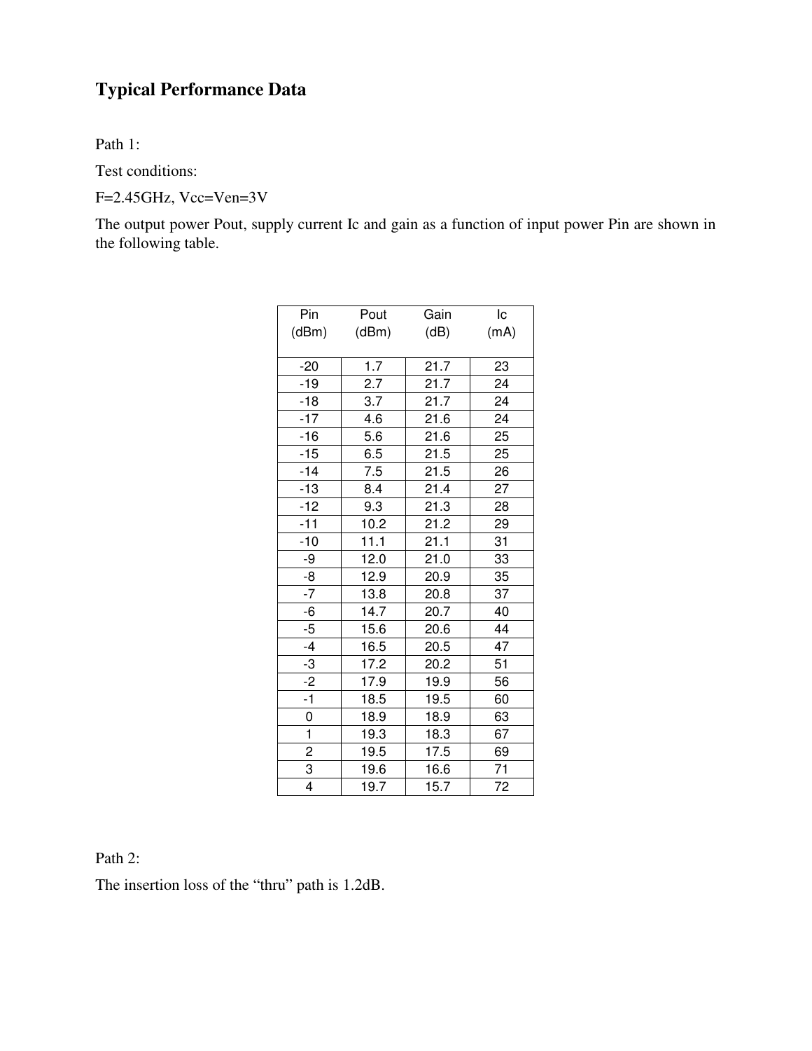# Typical Performance Data

Path 1:

Test conditions:

F=2.45GHz, Vcc=Ven=3V

The output power Pout, supply current Ic and gain as a function of input power Pin are shown in the following table.

| Pin (dBm) | Pout (dBm) | Gain (dB) | Ic (mA) |
|---|---|---|---|
| -20 | 1.7 | 21.7 | 23 |
| -19 | 2.7 | 21.7 | 24 |
| -18 | 3.7 | 21.7 | 24 |
| -17 | 4.6 | 21.6 | 24 |
| -16 | 5.6 | 21.6 | 25 |
| -15 | 6.5 | 21.5 | 25 |
| -14 | 7.5 | 21.5 | 26 |
| -13 | 8.4 | 21.4 | 27 |
| -12 | 9.3 | 21.3 | 28 |
| -11 | 10.2 | 21.2 | 29 |
| -10 | 11.1 | 21.1 | 31 |
| -9 | 12.0 | 21.0 | 33 |
| -8 | 12.9 | 20.9 | 35 |
| -7 | 13.8 | 20.8 | 37 |
| -6 | 14.7 | 20.7 | 40 |
| -5 | 15.6 | 20.6 | 44 |
| -4 | 16.5 | 20.5 | 47 |
| -3 | 17.2 | 20.2 | 51 |
| -2 | 17.9 | 19.9 | 56 |
| -1 | 18.5 | 19.5 | 60 |
| 0 | 18.9 | 18.9 | 63 |
| 1 | 19.3 | 18.3 | 67 |
| 2 | 19.5 | 17.5 | 69 |
| 3 | 19.6 | 16.6 | 71 |
| 4 | 19.7 | 15.7 | 72 |

Path 2:

The insertion loss of the "thru" path is 1.2dB.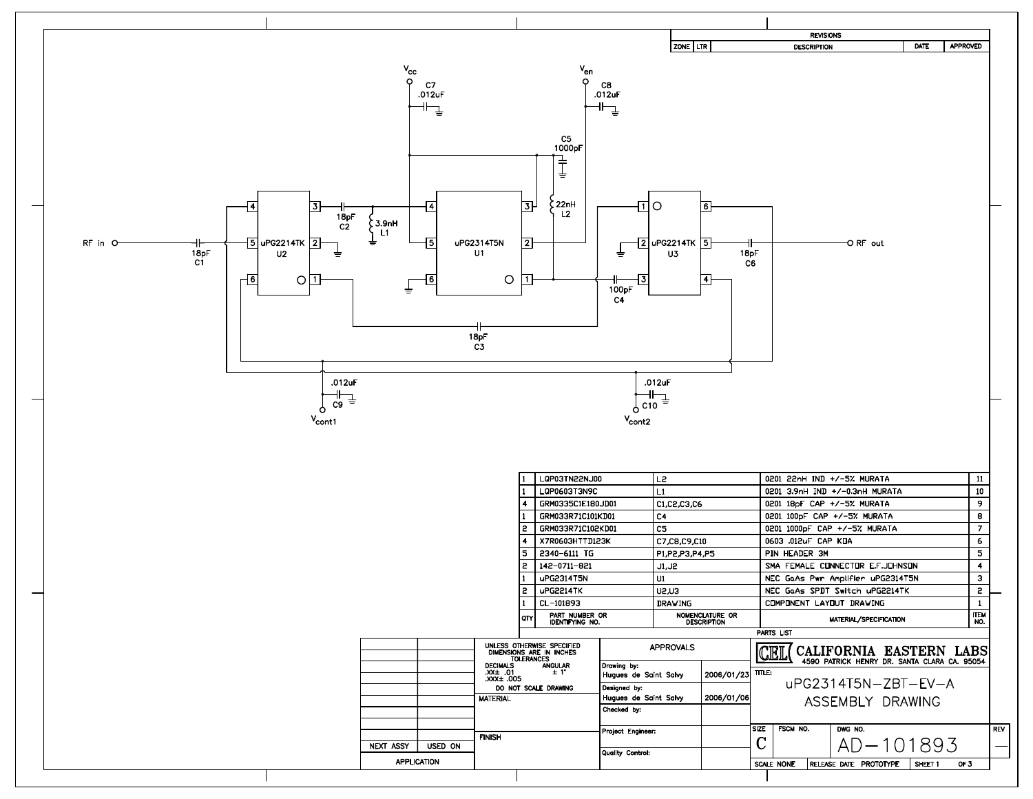| ZONE | LTR | DESCRIPTION | DATE | APPROVED |
|---|---|---|---|---|
| REVISIONS | | | | |

$V_{cc}$

C7 .012uF

$V_{en}$

C8 .012uF

C5 1000pF

22nH L2

18pF C2

3.9nH L1

RF in

18pF C1

uPG2214TK U2

uPG2314T5N U1

uPG2214TK U3

18pF C6

RF out

100pF C4

18pF C3

.012uF C9

$V_{cont1}$

.012uF C10

$V_{cont2}$

| QTY | PART NUMBER OR IDENTIFYING NO. | NOMENCLATURE OR DESCRIPTION | MATERIAL/SPECIFICATION | ITEM NO. |
|---|---|---|---|---|
| 1 | LQP03TN22NJ00 | L2 | 0201 22nH IND +/-5% MURATA | 11 |
| 1 | LQP0603T3N9C | L1 | 0201 3.9nH IND +/-0.3nH MURATA | 10 |
| 4 | GRM0335C1E180JD01 | C1,C2,C3,C6 | 0201 18pF CAP +/-5% MURATA | 9 |
| 1 | GRM033R71C101KD01 | C4 | 0201 100pF CAP +/-5% MURATA | 8 |
| 2 | GRM033R71C102KD01 | C5 | 0201 1000pF CAP +/-5% MURATA | 7 |
| 4 | X7R0603HTTD123K | C7,C8,C9,C10 | 0603 .012uF CAP KOA | 6 |
| 5 | 2340-6111 TG | P1,P2,P3,P4,P5 | PIN HEADER 3M | 5 |
| 2 | 142-0711-821 | J1,J2 | SMA FEMALE CONNECTOR E.F.JOHNSON | 4 |
| 1 | uPG2314T5N | U1 | NEC GaAs Pwr Amplifier uPG2314T5N | 3 |
| 2 | uPG2214TK | U2,U3 | NEC GaAs SPDT Switch uPG2214TK | 2 |
| 1 | CL-101893 | DRAWING | COMPONENT LAYOUT DRAWING | 1 |

PARTS LIST

| NEXT ASSY | USED ON |
|---|---|
| APPLICATION | |

UNLESS OTHERWISE SPECIFIED DIMENSIONS ARE IN INCHES TOLERANCES
DECIMALS .XX± .01 .XXX± .005 ANGULAR ± 1°
DO NOT SCALE DRAWING

MATERIAL

FINISH

| APPROVALS | |
|---|---|
| Drawing by: Hugues de Saint Salvy | 2006/01/23 |
| Designed by: Hugues de Saint Salvy | 2006/01/06 |
| Checked by: | |
| Project Engineer: | |
| Quality Control: | |

CEL CALIFORNIA EASTERN LABS
4590 PATRICK HENRY DR. SANTA CLARA CA. 95054

TITLE: uPG2314T5N-ZBT-EV-A ASSEMBLY DRAWING

| SIZE | FSCM NO. | DWG NO. | REV |
|---|---|---|---|
| C | | AD-101893 | — |

SCALE NONE | RELEASE DATE PROTOTYPE | SHEET 1 OF 3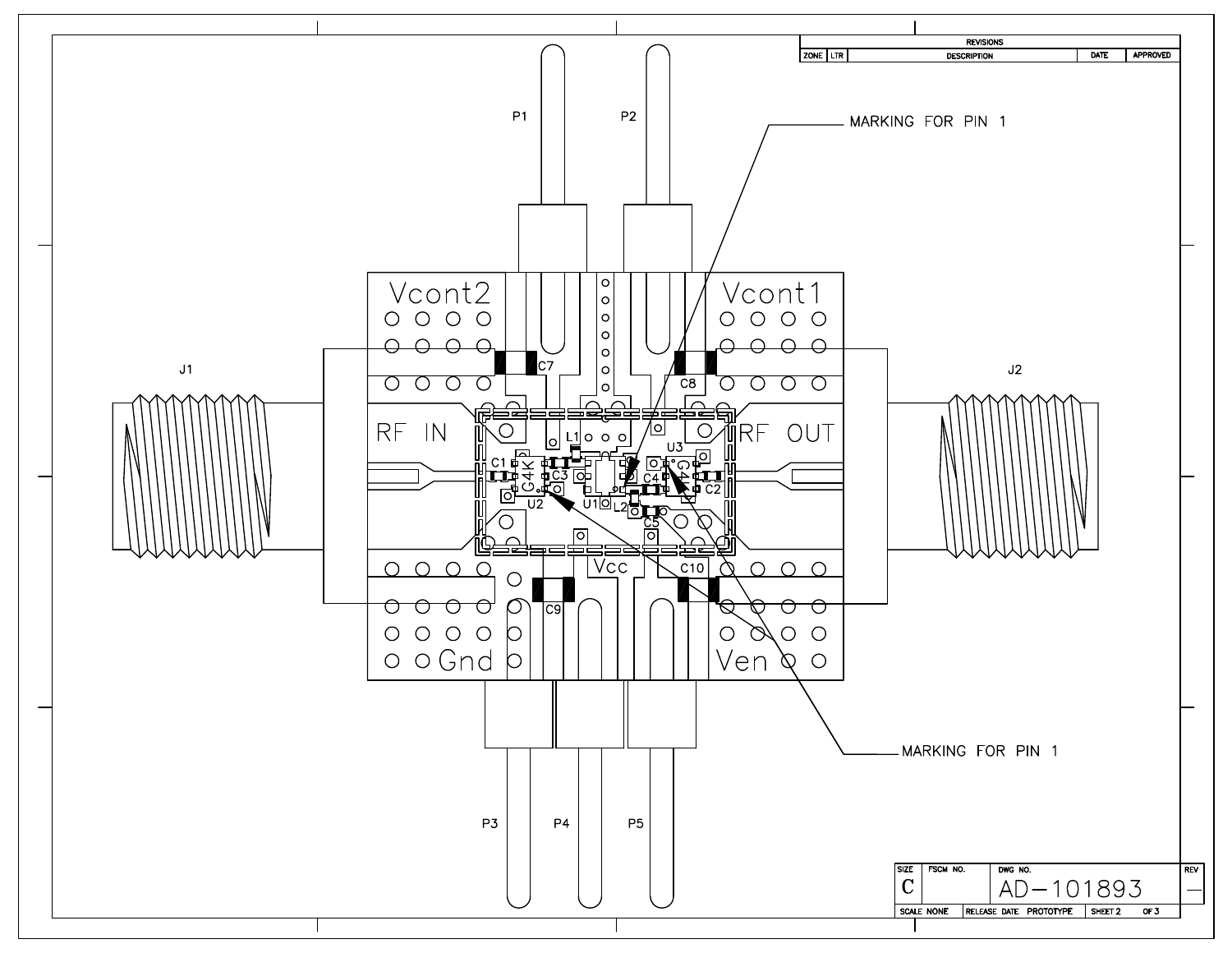| REVISIONS | | | | |
|---|---|---|---|---|
| ZONE | LTR | DESCRIPTION | DATE | APPROVED |

P1

P2

MARKING FOR PIN 1

Vcont2

Vcont1

J1

C7

C8

J2

RF IN

RF OUT

L1

U3

C1

C4K

C3

C4

C2

U2

U1

L2

C5

Vcc

C10

C9

Gnd

Ven

MARKING FOR PIN 1

P3

P4

P5

| SIZE | FSCM NO. | DWG NO. | REV |
|---|---|---|---|
| C | | AD−101893 | — |
| SCALE NONE | RELEASE DATE PROTOTYPE | SHEET 2 OF 3 | |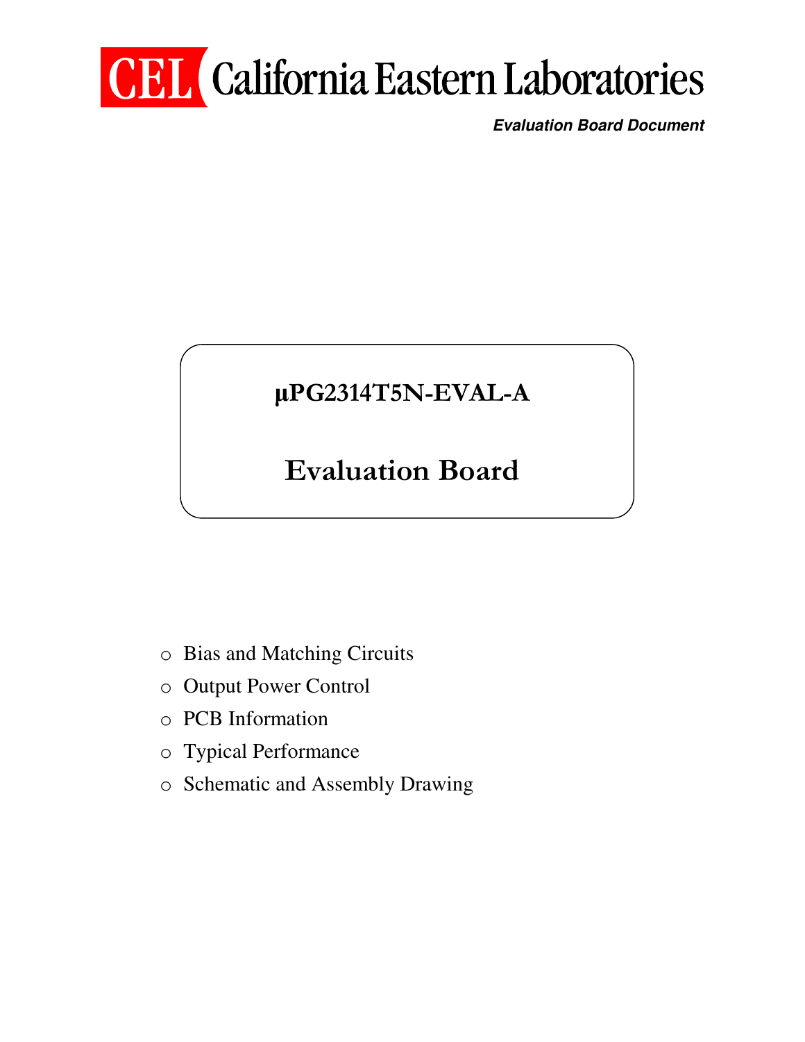# California Eastern Laboratories

***Evaluation Board Document***

## μPG2314T5N-EVAL-A

## Evaluation Board

- Bias and Matching Circuits
- Output Power Control
- PCB Information
- Typical Performance
- Schematic and Assembly Drawing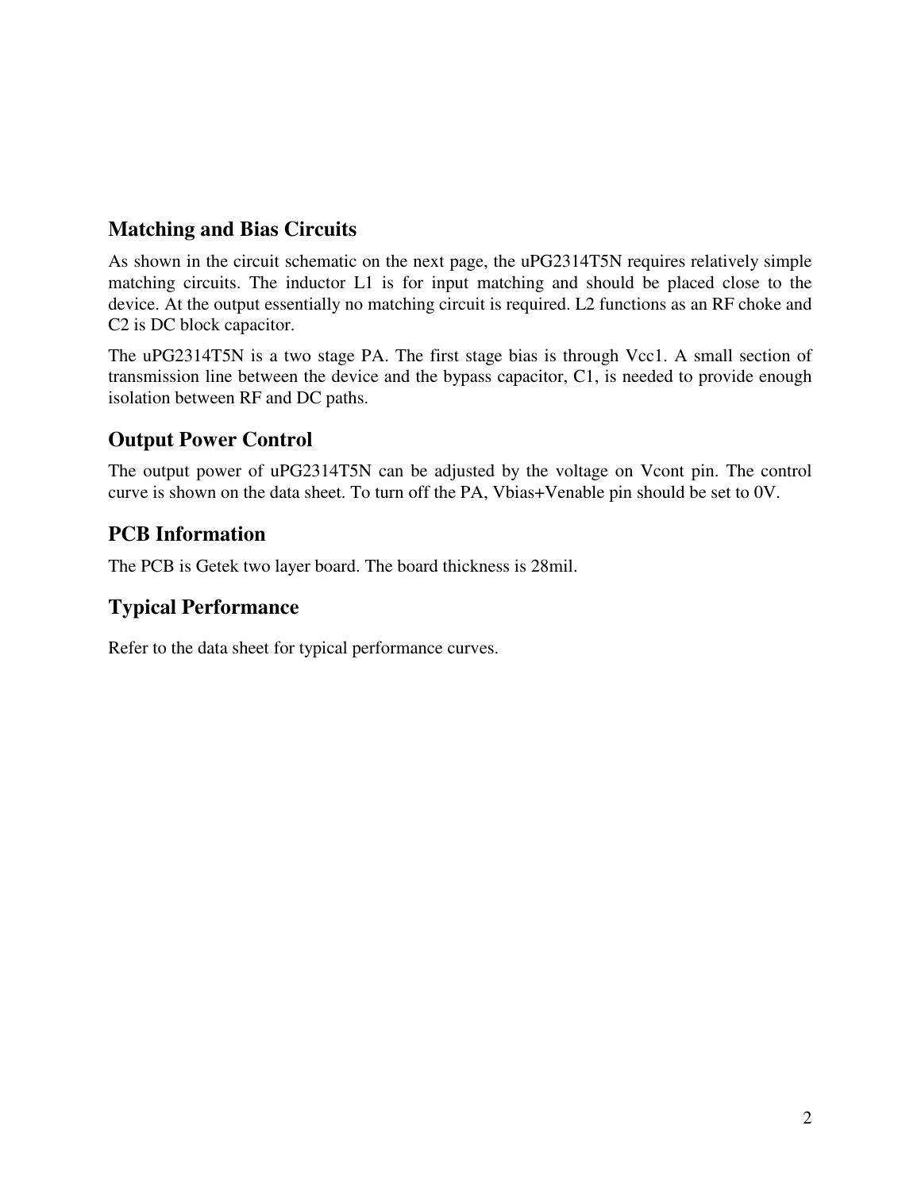## Matching and Bias Circuits

As shown in the circuit schematic on the next page, the uPG2314T5N requires relatively simple matching circuits. The inductor L1 is for input matching and should be placed close to the device. At the output essentially no matching circuit is required. L2 functions as an RF choke and C2 is DC block capacitor.

The uPG2314T5N is a two stage PA. The first stage bias is through Vcc1. A small section of transmission line between the device and the bypass capacitor, C1, is needed to provide enough isolation between RF and DC paths.

## Output Power Control

The output power of uPG2314T5N can be adjusted by the voltage on Vcont pin. The control curve is shown on the data sheet. To turn off the PA, Vbias+Venable pin should be set to 0V.

## PCB Information

The PCB is Getek two layer board. The board thickness is 28mil.

## Typical Performance

Refer to the data sheet for typical performance curves.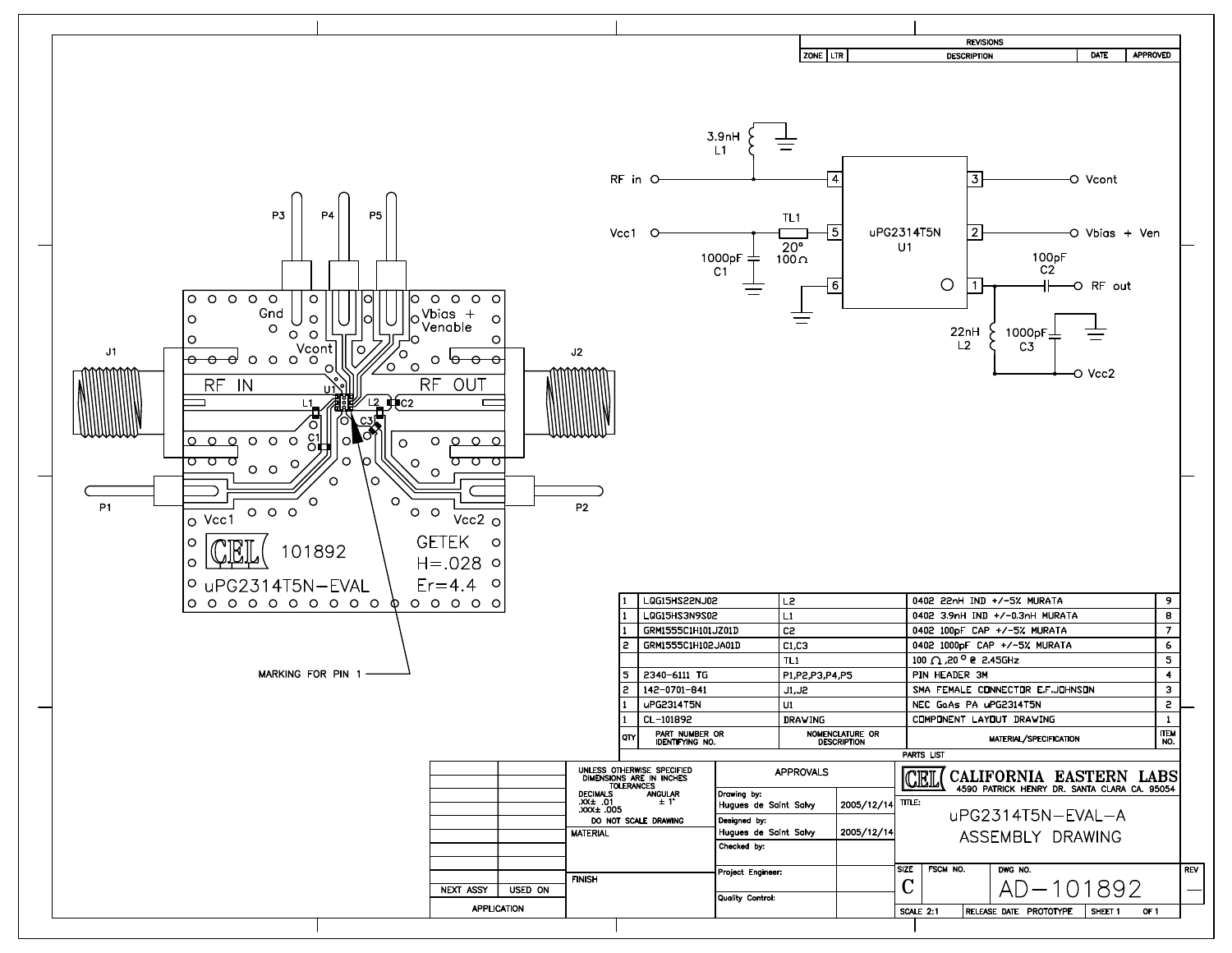| REVISIONS | | | | |
|---|---|---|---|---|
| ZONE | LTR | DESCRIPTION | DATE | APPROVED |

3.9nH L1

RF in — 4 — uPG2314T5N U1 — 3 — Vcont

Vcc1 — TL1 20° 100Ω — 5 — 2 — Vbias + Ven

1000pF C1

6 — 1 — 100pF C2 — RF out

22nH L2 — 1000pF C3 — Vcc2

P3 P4 P5

Gnd — Vcont — Vbias + Venable

J1 — RF IN — U1 — L1 — C1 — L2 — C2 — C3 — RF OUT — J2

P1 — Vcc1 — Vcc2 — P2

CEL 101892 uPG2314T5N-EVAL

GETEK H=.028 Er=4.4

MARKING FOR PIN 1

| QTY | PART NUMBER OR IDENTIFYING NO. | NOMENCLATURE OR DESCRIPTION | MATERIAL/SPECIFICATION | ITEM NO. |
|---|---|---|---|---|
| 1 | LQG15HS22NJ02 | L2 | 0402 22nH IND +/-5% MURATA | 9 |
| 1 | LQG15HS3N9S02 | L1 | 0402 3.9nH IND +/-0.3nH MURATA | 8 |
| 1 | GRM1555C1H101JZ01D | C2 | 0402 100pF CAP +/-5% MURATA | 7 |
| 2 | GRM1555C1H102JA01D | C1,C3 | 0402 1000pF CAP +/-5% MURATA | 6 |
| | | TL1 | 100 Ω ,20° @ 2.45GHz | 5 |
| 5 | 2340-6111 TG | P1,P2,P3,P4,P5 | PIN HEADER 3M | 4 |
| 2 | 142-0701-841 | J1,J2 | SMA FEMALE CONNECTOR E.F.JOHNSON | 3 |
| 1 | uPG2314T5N | U1 | NEC GaAs PA uPG2314T5N | 2 |
| 1 | CL-101892 | DRAWING | COMPONENT LAYOUT DRAWING | 1 |

PARTS LIST

| NEXT ASSY | USED ON |
|---|---|
| APPLICATION | |

UNLESS OTHERWISE SPECIFIED DIMENSIONS ARE IN INCHES TOLERANCES
DECIMALS .XX± .01 .XXX± .005 ANGULAR ± 1°
DO NOT SCALE DRAWING

MATERIAL

FINISH

| APPROVALS | |
|---|---|
| Drawing by: Hugues de Saint Salvy | 2005/12/14 |
| Designed by: Hugues de Saint Salvy | 2005/12/14 |
| Checked by: | |
| Project Engineer: | |
| Quality Control: | |

CEL CALIFORNIA EASTERN LABS
4590 PATRICK HENRY DR. SANTA CLARA CA. 95054

TITLE: uPG2314T5N-EVAL-A ASSEMBLY DRAWING

| SIZE | FSCM NO. | DWG NO. | REV |
|---|---|---|---|
| C | | AD-101892 | — |

SCALE 2:1 | RELEASE DATE PROTOTYPE | SHEET 1 OF 1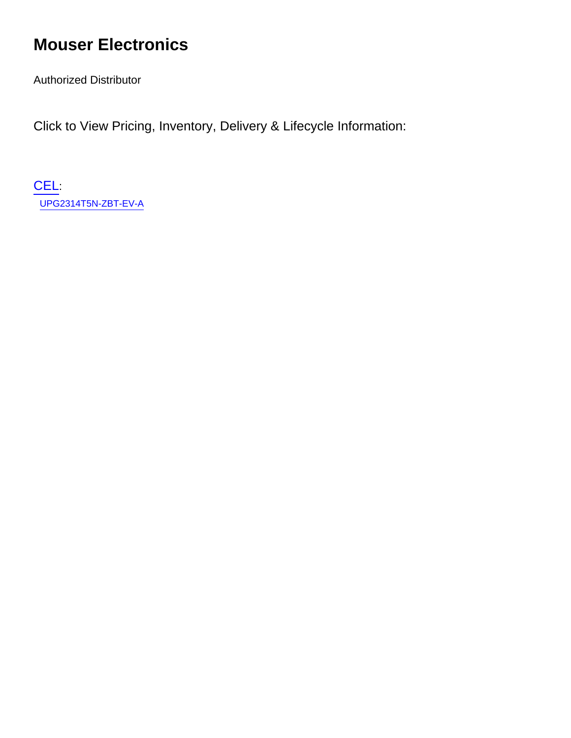# Mouser Electronics

Authorized Distributor

Click to View Pricing, Inventory, Delivery & Lifecycle Information:

CEL:

UPG2314T5N-ZBT-EV-A